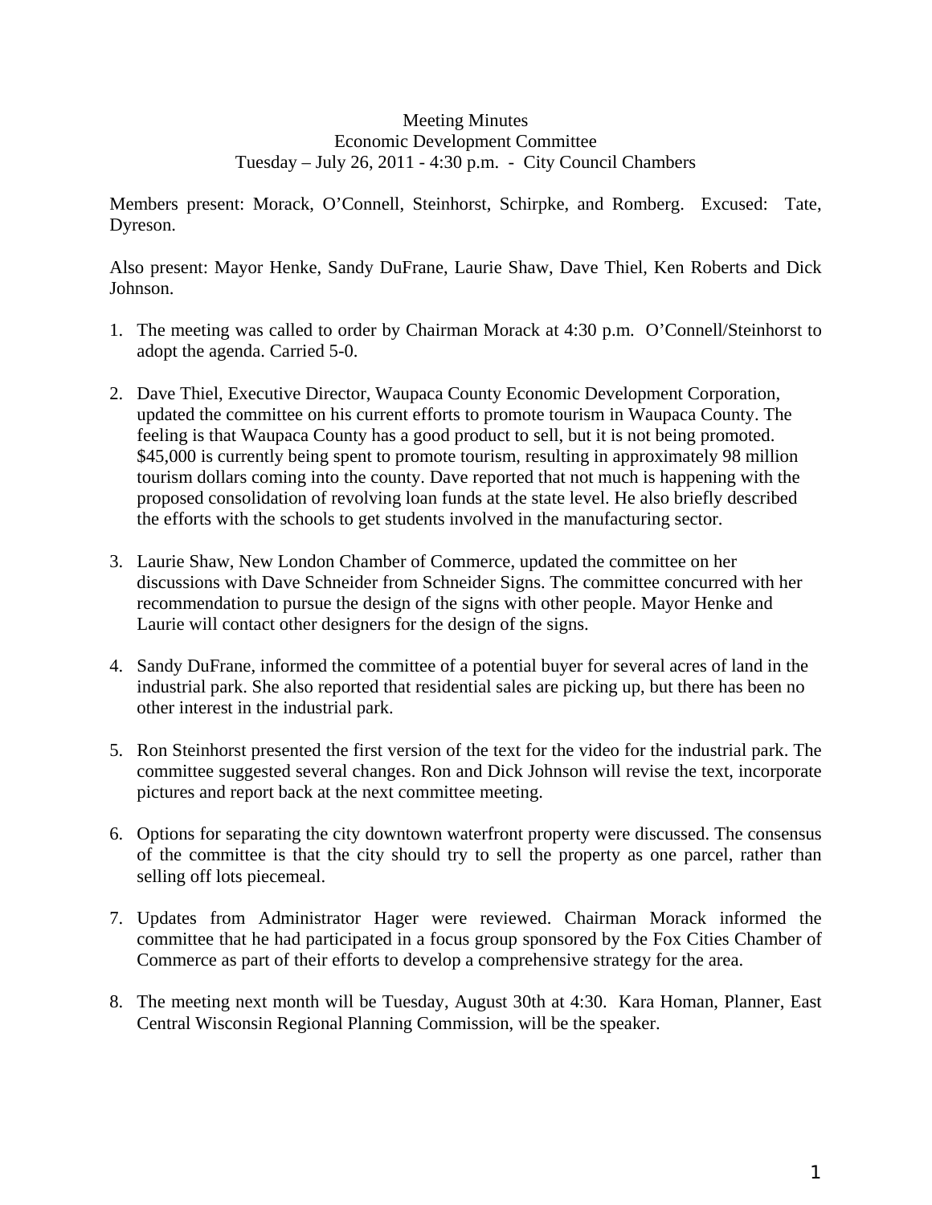Meeting Minutes
Economic Development Committee
Tuesday – July 26, 2011 - 4:30 p.m. - City Council Chambers

Members present: Morack, O'Connell, Steinhorst, Schirpke, and Romberg. Excused: Tate, Dyreson.

Also present: Mayor Henke, Sandy DuFrane, Laurie Shaw, Dave Thiel, Ken Roberts and Dick Johnson.

1. The meeting was called to order by Chairman Morack at 4:30 p.m. O'Connell/Steinhorst to adopt the agenda. Carried 5-0.

2. Dave Thiel, Executive Director, Waupaca County Economic Development Corporation, updated the committee on his current efforts to promote tourism in Waupaca County. The feeling is that Waupaca County has a good product to sell, but it is not being promoted. $45,000 is currently being spent to promote tourism, resulting in approximately 98 million tourism dollars coming into the county. Dave reported that not much is happening with the proposed consolidation of revolving loan funds at the state level. He also briefly described the efforts with the schools to get students involved in the manufacturing sector.

3. Laurie Shaw, New London Chamber of Commerce, updated the committee on her discussions with Dave Schneider from Schneider Signs. The committee concurred with her recommendation to pursue the design of the signs with other people. Mayor Henke and Laurie will contact other designers for the design of the signs.

4. Sandy DuFrane, informed the committee of a potential buyer for several acres of land in the industrial park. She also reported that residential sales are picking up, but there has been no other interest in the industrial park.

5. Ron Steinhorst presented the first version of the text for the video for the industrial park. The committee suggested several changes. Ron and Dick Johnson will revise the text, incorporate pictures and report back at the next committee meeting.

6. Options for separating the city downtown waterfront property were discussed. The consensus of the committee is that the city should try to sell the property as one parcel, rather than selling off lots piecemeal.

7. Updates from Administrator Hager were reviewed. Chairman Morack informed the committee that he had participated in a focus group sponsored by the Fox Cities Chamber of Commerce as part of their efforts to develop a comprehensive strategy for the area.

8. The meeting next month will be Tuesday, August 30th at 4:30. Kara Homan, Planner, East Central Wisconsin Regional Planning Commission, will be the speaker.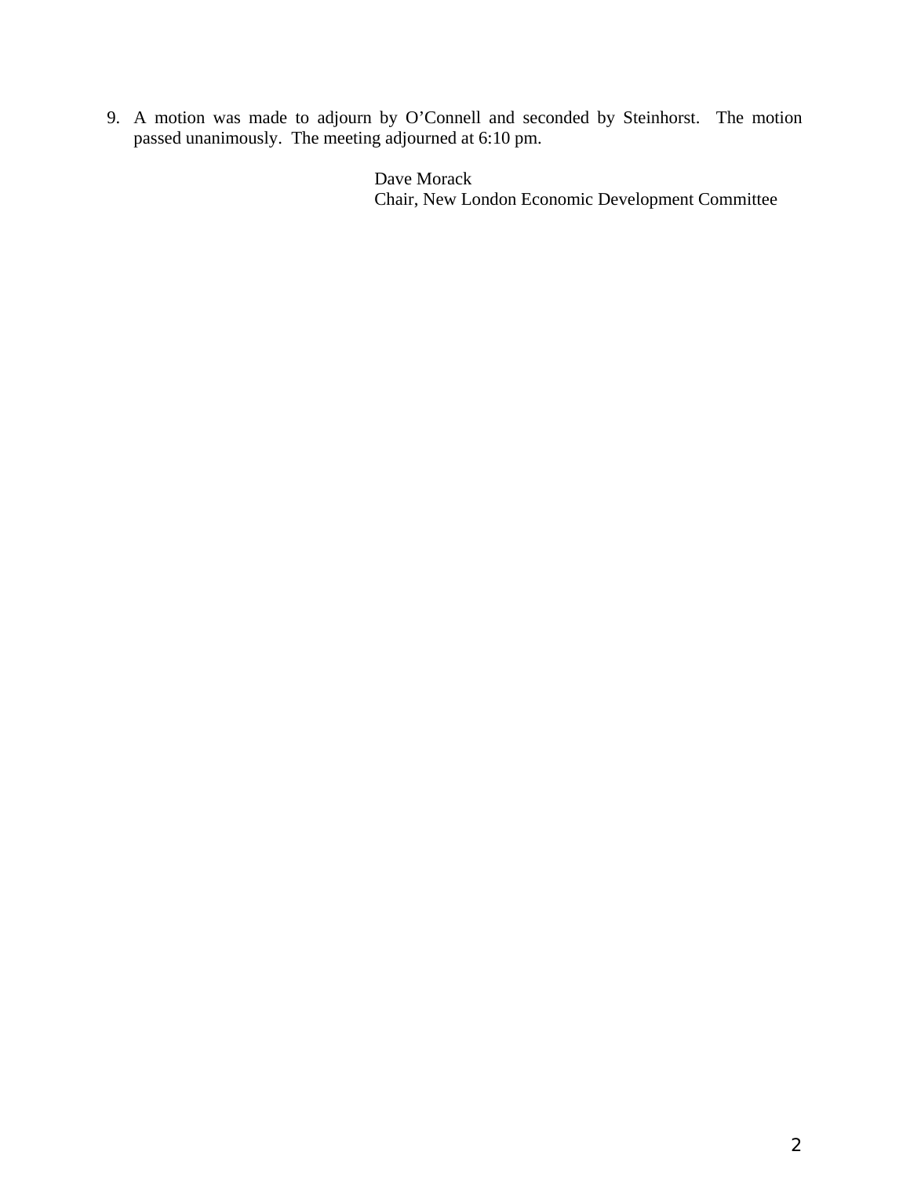9. A motion was made to adjourn by O'Connell and seconded by Steinhorst. The motion passed unanimously. The meeting adjourned at 6:10 pm.

Dave Morack
Chair, New London Economic Development Committee